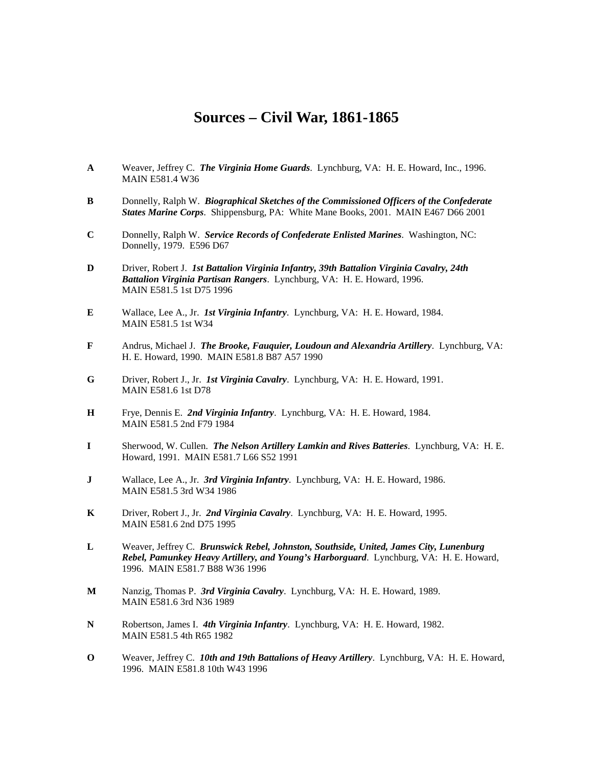# Sources – Civil War, 1861-1865

**A** Weaver, Jeffrey C. ***The Virginia Home Guards***. Lynchburg, VA: H. E. Howard, Inc., 1996. MAIN E581.4 W36

**B** Donnelly, Ralph W. ***Biographical Sketches of the Commissioned Officers of the Confederate States Marine Corps***. Shippensburg, PA: White Mane Books, 2001. MAIN E467 D66 2001

**C** Donnelly, Ralph W. ***Service Records of Confederate Enlisted Marines***. Washington, NC: Donnelly, 1979. E596 D67

**D** Driver, Robert J. ***1st Battalion Virginia Infantry, 39th Battalion Virginia Cavalry, 24th Battalion Virginia Partisan Rangers***. Lynchburg, VA: H. E. Howard, 1996. MAIN E581.5 1st D75 1996

**E** Wallace, Lee A., Jr. ***1st Virginia Infantry***. Lynchburg, VA: H. E. Howard, 1984. MAIN E581.5 1st W34

**F** Andrus, Michael J. ***The Brooke, Fauquier, Loudoun and Alexandria Artillery***. Lynchburg, VA: H. E. Howard, 1990. MAIN E581.8 B87 A57 1990

**G** Driver, Robert J., Jr. ***1st Virginia Cavalry***. Lynchburg, VA: H. E. Howard, 1991. MAIN E581.6 1st D78

**H** Frye, Dennis E. ***2nd Virginia Infantry***. Lynchburg, VA: H. E. Howard, 1984. MAIN E581.5 2nd F79 1984

**I** Sherwood, W. Cullen. ***The Nelson Artillery Lamkin and Rives Batteries***. Lynchburg, VA: H. E. Howard, 1991. MAIN E581.7 L66 S52 1991

**J** Wallace, Lee A., Jr. ***3rd Virginia Infantry***. Lynchburg, VA: H. E. Howard, 1986. MAIN E581.5 3rd W34 1986

**K** Driver, Robert J., Jr. ***2nd Virginia Cavalry***. Lynchburg, VA: H. E. Howard, 1995. MAIN E581.6 2nd D75 1995

**L** Weaver, Jeffrey C. ***Brunswick Rebel, Johnston, Southside, United, James City, Lunenburg Rebel, Pamunkey Heavy Artillery, and Young's Harborguard***. Lynchburg, VA: H. E. Howard, 1996. MAIN E581.7 B88 W36 1996

**M** Nanzig, Thomas P. ***3rd Virginia Cavalry***. Lynchburg, VA: H. E. Howard, 1989. MAIN E581.6 3rd N36 1989

**N** Robertson, James I. ***4th Virginia Infantry***. Lynchburg, VA: H. E. Howard, 1982. MAIN E581.5 4th R65 1982

**O** Weaver, Jeffrey C. ***10th and 19th Battalions of Heavy Artillery***. Lynchburg, VA: H. E. Howard, 1996. MAIN E581.8 10th W43 1996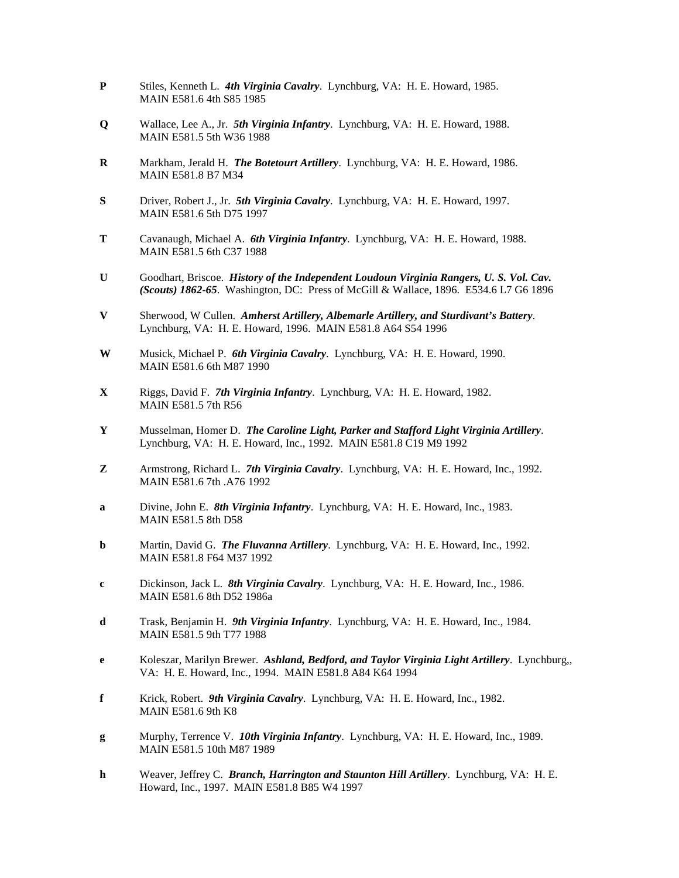**P** Stiles, Kenneth L. ***4th Virginia Cavalry***. Lynchburg, VA: H. E. Howard, 1985.
MAIN E581.6 4th S85 1985

**Q** Wallace, Lee A., Jr. ***5th Virginia Infantry***. Lynchburg, VA: H. E. Howard, 1988.
MAIN E581.5 5th W36 1988

**R** Markham, Jerald H. ***The Botetourt Artillery***. Lynchburg, VA: H. E. Howard, 1986.
MAIN E581.8 B7 M34

**S** Driver, Robert J., Jr. ***5th Virginia Cavalry***. Lynchburg, VA: H. E. Howard, 1997.
MAIN E581.6 5th D75 1997

**T** Cavanaugh, Michael A. ***6th Virginia Infantry***. Lynchburg, VA: H. E. Howard, 1988.
MAIN E581.5 6th C37 1988

**U** Goodhart, Briscoe. ***History of the Independent Loudoun Virginia Rangers, U. S. Vol. Cav. (Scouts) 1862-65***. Washington, DC: Press of McGill & Wallace, 1896. E534.6 L7 G6 1896

**V** Sherwood, W Cullen. ***Amherst Artillery, Albemarle Artillery, and Sturdivant's Battery***. Lynchburg, VA: H. E. Howard, 1996. MAIN E581.8 A64 S54 1996

**W** Musick, Michael P. ***6th Virginia Cavalry***. Lynchburg, VA: H. E. Howard, 1990.
MAIN E581.6 6th M87 1990

**X** Riggs, David F. ***7th Virginia Infantry***. Lynchburg, VA: H. E. Howard, 1982.
MAIN E581.5 7th R56

**Y** Musselman, Homer D. ***The Caroline Light, Parker and Stafford Light Virginia Artillery***. Lynchburg, VA: H. E. Howard, Inc., 1992. MAIN E581.8 C19 M9 1992

**Z** Armstrong, Richard L. ***7th Virginia Cavalry***. Lynchburg, VA: H. E. Howard, Inc., 1992.
MAIN E581.6 7th .A76 1992

**a** Divine, John E. ***8th Virginia Infantry***. Lynchburg, VA: H. E. Howard, Inc., 1983.
MAIN E581.5 8th D58

**b** Martin, David G. ***The Fluvanna Artillery***. Lynchburg, VA: H. E. Howard, Inc., 1992.
MAIN E581.8 F64 M37 1992

**c** Dickinson, Jack L. ***8th Virginia Cavalry***. Lynchburg, VA: H. E. Howard, Inc., 1986.
MAIN E581.6 8th D52 1986a

**d** Trask, Benjamin H. ***9th Virginia Infantry***. Lynchburg, VA: H. E. Howard, Inc., 1984.
MAIN E581.5 9th T77 1988

**e** Koleszar, Marilyn Brewer. ***Ashland, Bedford, and Taylor Virginia Light Artillery***. Lynchburg,, VA: H. E. Howard, Inc., 1994. MAIN E581.8 A84 K64 1994

**f** Krick, Robert. ***9th Virginia Cavalry***. Lynchburg, VA: H. E. Howard, Inc., 1982.
MAIN E581.6 9th K8

**g** Murphy, Terrence V. ***10th Virginia Infantry***. Lynchburg, VA: H. E. Howard, Inc., 1989.
MAIN E581.5 10th M87 1989

**h** Weaver, Jeffrey C. ***Branch, Harrington and Staunton Hill Artillery***. Lynchburg, VA: H. E. Howard, Inc., 1997. MAIN E581.8 B85 W4 1997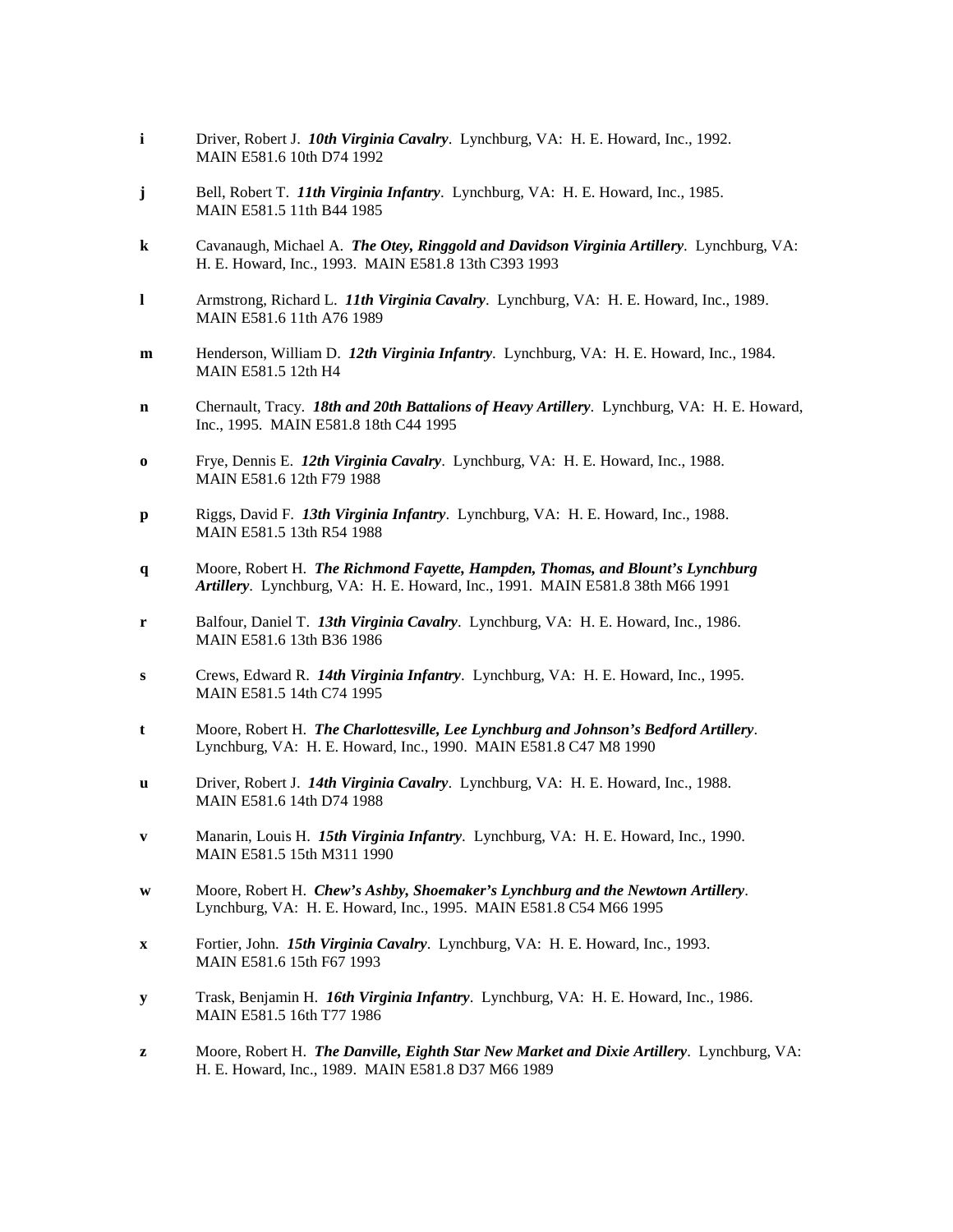**i** Driver, Robert J. ***10th Virginia Cavalry***. Lynchburg, VA: H. E. Howard, Inc., 1992. MAIN E581.6 10th D74 1992

**j** Bell, Robert T. ***11th Virginia Infantry***. Lynchburg, VA: H. E. Howard, Inc., 1985. MAIN E581.5 11th B44 1985

**k** Cavanaugh, Michael A. ***The Otey, Ringgold and Davidson Virginia Artillery***. Lynchburg, VA: H. E. Howard, Inc., 1993. MAIN E581.8 13th C393 1993

**l** Armstrong, Richard L. ***11th Virginia Cavalry***. Lynchburg, VA: H. E. Howard, Inc., 1989. MAIN E581.6 11th A76 1989

**m** Henderson, William D. ***12th Virginia Infantry***. Lynchburg, VA: H. E. Howard, Inc., 1984. MAIN E581.5 12th H4

**n** Chernault, Tracy. ***18th and 20th Battalions of Heavy Artillery***. Lynchburg, VA: H. E. Howard, Inc., 1995. MAIN E581.8 18th C44 1995

**o** Frye, Dennis E. ***12th Virginia Cavalry***. Lynchburg, VA: H. E. Howard, Inc., 1988. MAIN E581.6 12th F79 1988

**p** Riggs, David F. ***13th Virginia Infantry***. Lynchburg, VA: H. E. Howard, Inc., 1988. MAIN E581.5 13th R54 1988

**q** Moore, Robert H. ***The Richmond Fayette, Hampden, Thomas, and Blount's Lynchburg Artillery***. Lynchburg, VA: H. E. Howard, Inc., 1991. MAIN E581.8 38th M66 1991

**r** Balfour, Daniel T. ***13th Virginia Cavalry***. Lynchburg, VA: H. E. Howard, Inc., 1986. MAIN E581.6 13th B36 1986

**s** Crews, Edward R. ***14th Virginia Infantry***. Lynchburg, VA: H. E. Howard, Inc., 1995. MAIN E581.5 14th C74 1995

**t** Moore, Robert H. ***The Charlottesville, Lee Lynchburg and Johnson's Bedford Artillery***. Lynchburg, VA: H. E. Howard, Inc., 1990. MAIN E581.8 C47 M8 1990

**u** Driver, Robert J. ***14th Virginia Cavalry***. Lynchburg, VA: H. E. Howard, Inc., 1988. MAIN E581.6 14th D74 1988

**v** Manarin, Louis H. ***15th Virginia Infantry***. Lynchburg, VA: H. E. Howard, Inc., 1990. MAIN E581.5 15th M311 1990

**w** Moore, Robert H. ***Chew's Ashby, Shoemaker's Lynchburg and the Newtown Artillery***. Lynchburg, VA: H. E. Howard, Inc., 1995. MAIN E581.8 C54 M66 1995

**x** Fortier, John. ***15th Virginia Cavalry***. Lynchburg, VA: H. E. Howard, Inc., 1993. MAIN E581.6 15th F67 1993

**y** Trask, Benjamin H. ***16th Virginia Infantry***. Lynchburg, VA: H. E. Howard, Inc., 1986. MAIN E581.5 16th T77 1986

**z** Moore, Robert H. ***The Danville, Eighth Star New Market and Dixie Artillery***. Lynchburg, VA: H. E. Howard, Inc., 1989. MAIN E581.8 D37 M66 1989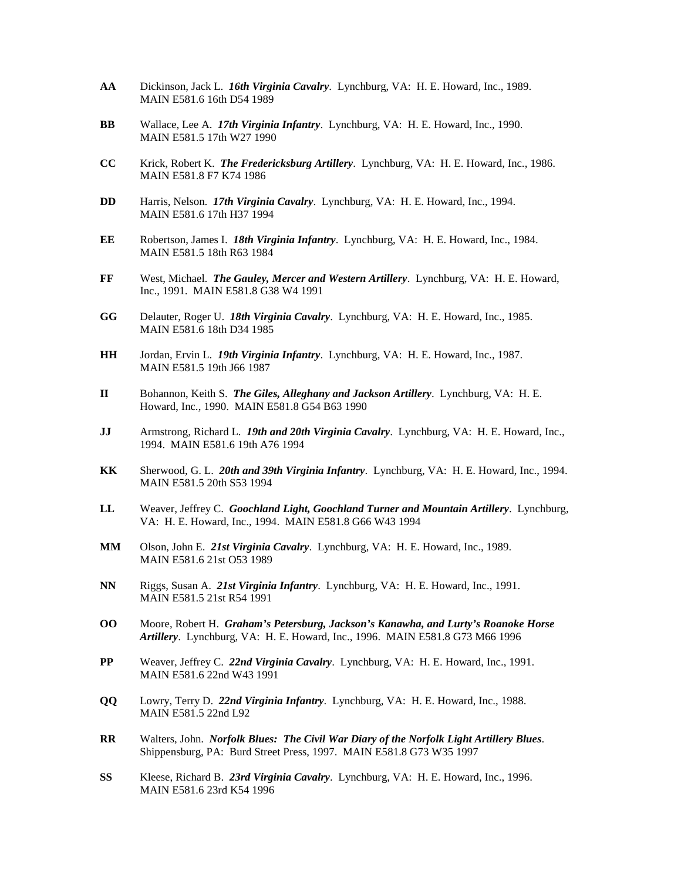**AA** Dickinson, Jack L. ***16th Virginia Cavalry***. Lynchburg, VA: H. E. Howard, Inc., 1989. MAIN E581.6 16th D54 1989

**BB** Wallace, Lee A. ***17th Virginia Infantry***. Lynchburg, VA: H. E. Howard, Inc., 1990. MAIN E581.5 17th W27 1990

**CC** Krick, Robert K. ***The Fredericksburg Artillery***. Lynchburg, VA: H. E. Howard, Inc., 1986. MAIN E581.8 F7 K74 1986

**DD** Harris, Nelson. ***17th Virginia Cavalry***. Lynchburg, VA: H. E. Howard, Inc., 1994. MAIN E581.6 17th H37 1994

**EE** Robertson, James I. ***18th Virginia Infantry***. Lynchburg, VA: H. E. Howard, Inc., 1984. MAIN E581.5 18th R63 1984

**FF** West, Michael. ***The Gauley, Mercer and Western Artillery***. Lynchburg, VA: H. E. Howard, Inc., 1991. MAIN E581.8 G38 W4 1991

**GG** Delauter, Roger U. ***18th Virginia Cavalry***. Lynchburg, VA: H. E. Howard, Inc., 1985. MAIN E581.6 18th D34 1985

**HH** Jordan, Ervin L. ***19th Virginia Infantry***. Lynchburg, VA: H. E. Howard, Inc., 1987. MAIN E581.5 19th J66 1987

**II** Bohannon, Keith S. ***The Giles, Alleghany and Jackson Artillery***. Lynchburg, VA: H. E. Howard, Inc., 1990. MAIN E581.8 G54 B63 1990

**JJ** Armstrong, Richard L. ***19th and 20th Virginia Cavalry***. Lynchburg, VA: H. E. Howard, Inc., 1994. MAIN E581.6 19th A76 1994

**KK** Sherwood, G. L. ***20th and 39th Virginia Infantry***. Lynchburg, VA: H. E. Howard, Inc., 1994. MAIN E581.5 20th S53 1994

**LL** Weaver, Jeffrey C. ***Goochland Light, Goochland Turner and Mountain Artillery***. Lynchburg, VA: H. E. Howard, Inc., 1994. MAIN E581.8 G66 W43 1994

**MM** Olson, John E. ***21st Virginia Cavalry***. Lynchburg, VA: H. E. Howard, Inc., 1989. MAIN E581.6 21st O53 1989

**NN** Riggs, Susan A. ***21st Virginia Infantry***. Lynchburg, VA: H. E. Howard, Inc., 1991. MAIN E581.5 21st R54 1991

**OO** Moore, Robert H. ***Graham's Petersburg, Jackson's Kanawha, and Lurty's Roanoke Horse Artillery***. Lynchburg, VA: H. E. Howard, Inc., 1996. MAIN E581.8 G73 M66 1996

**PP** Weaver, Jeffrey C. ***22nd Virginia Cavalry***. Lynchburg, VA: H. E. Howard, Inc., 1991. MAIN E581.6 22nd W43 1991

**QQ** Lowry, Terry D. ***22nd Virginia Infantry***. Lynchburg, VA: H. E. Howard, Inc., 1988. MAIN E581.5 22nd L92

**RR** Walters, John. ***Norfolk Blues: The Civil War Diary of the Norfolk Light Artillery Blues***. Shippensburg, PA: Burd Street Press, 1997. MAIN E581.8 G73 W35 1997

**SS** Kleese, Richard B. ***23rd Virginia Cavalry***. Lynchburg, VA: H. E. Howard, Inc., 1996. MAIN E581.6 23rd K54 1996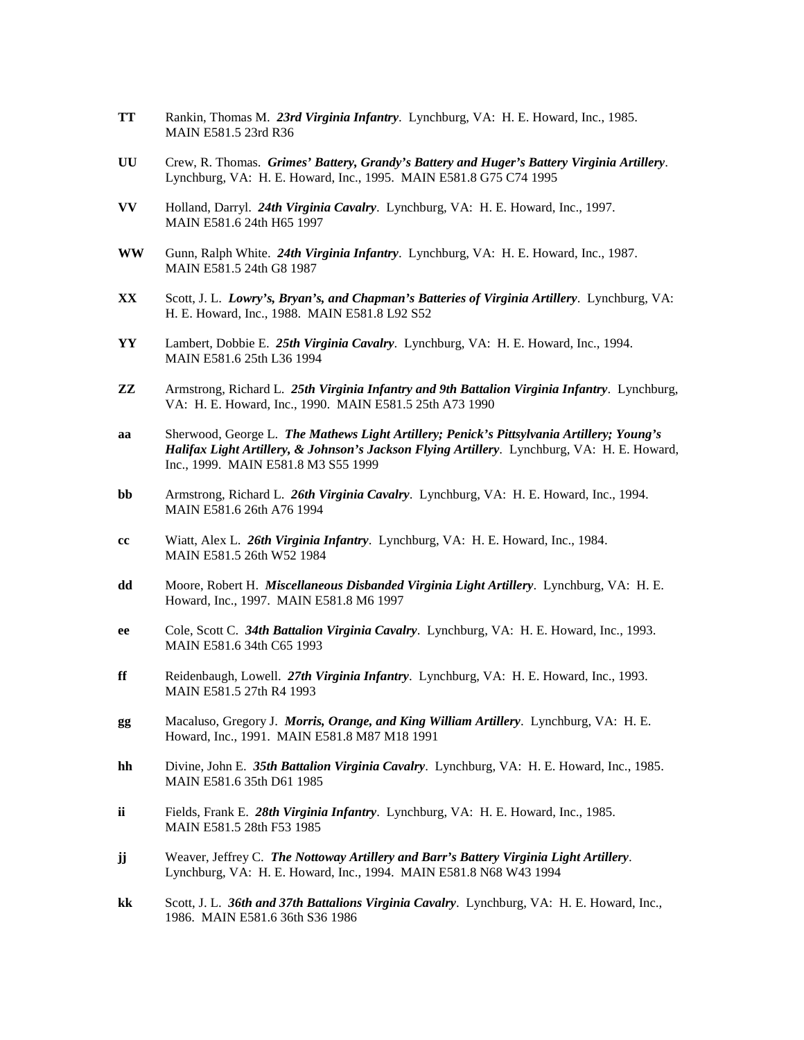**TT** Rankin, Thomas M. ***23rd Virginia Infantry***. Lynchburg, VA: H. E. Howard, Inc., 1985. MAIN E581.5 23rd R36

**UU** Crew, R. Thomas. ***Grimes' Battery, Grandy's Battery and Huger's Battery Virginia Artillery***. Lynchburg, VA: H. E. Howard, Inc., 1995. MAIN E581.8 G75 C74 1995

**VV** Holland, Darryl. ***24th Virginia Cavalry***. Lynchburg, VA: H. E. Howard, Inc., 1997. MAIN E581.6 24th H65 1997

**WW** Gunn, Ralph White. ***24th Virginia Infantry***. Lynchburg, VA: H. E. Howard, Inc., 1987. MAIN E581.5 24th G8 1987

**XX** Scott, J. L. ***Lowry's, Bryan's, and Chapman's Batteries of Virginia Artillery***. Lynchburg, VA: H. E. Howard, Inc., 1988. MAIN E581.8 L92 S52

**YY** Lambert, Dobbie E. ***25th Virginia Cavalry***. Lynchburg, VA: H. E. Howard, Inc., 1994. MAIN E581.6 25th L36 1994

**ZZ** Armstrong, Richard L. ***25th Virginia Infantry and 9th Battalion Virginia Infantry***. Lynchburg, VA: H. E. Howard, Inc., 1990. MAIN E581.5 25th A73 1990

**aa** Sherwood, George L. ***The Mathews Light Artillery; Penick's Pittsylvania Artillery; Young's Halifax Light Artillery, & Johnson's Jackson Flying Artillery***. Lynchburg, VA: H. E. Howard, Inc., 1999. MAIN E581.8 M3 S55 1999

**bb** Armstrong, Richard L. ***26th Virginia Cavalry***. Lynchburg, VA: H. E. Howard, Inc., 1994. MAIN E581.6 26th A76 1994

**cc** Wiatt, Alex L. ***26th Virginia Infantry***. Lynchburg, VA: H. E. Howard, Inc., 1984. MAIN E581.5 26th W52 1984

**dd** Moore, Robert H. ***Miscellaneous Disbanded Virginia Light Artillery***. Lynchburg, VA: H. E. Howard, Inc., 1997. MAIN E581.8 M6 1997

**ee** Cole, Scott C. ***34th Battalion Virginia Cavalry***. Lynchburg, VA: H. E. Howard, Inc., 1993. MAIN E581.6 34th C65 1993

**ff** Reidenbaugh, Lowell. ***27th Virginia Infantry***. Lynchburg, VA: H. E. Howard, Inc., 1993. MAIN E581.5 27th R4 1993

**gg** Macaluso, Gregory J. ***Morris, Orange, and King William Artillery***. Lynchburg, VA: H. E. Howard, Inc., 1991. MAIN E581.8 M87 M18 1991

**hh** Divine, John E. ***35th Battalion Virginia Cavalry***. Lynchburg, VA: H. E. Howard, Inc., 1985. MAIN E581.6 35th D61 1985

**ii** Fields, Frank E. ***28th Virginia Infantry***. Lynchburg, VA: H. E. Howard, Inc., 1985. MAIN E581.5 28th F53 1985

**jj** Weaver, Jeffrey C. ***The Nottoway Artillery and Barr's Battery Virginia Light Artillery***. Lynchburg, VA: H. E. Howard, Inc., 1994. MAIN E581.8 N68 W43 1994

**kk** Scott, J. L. ***36th and 37th Battalions Virginia Cavalry***. Lynchburg, VA: H. E. Howard, Inc., 1986. MAIN E581.6 36th S36 1986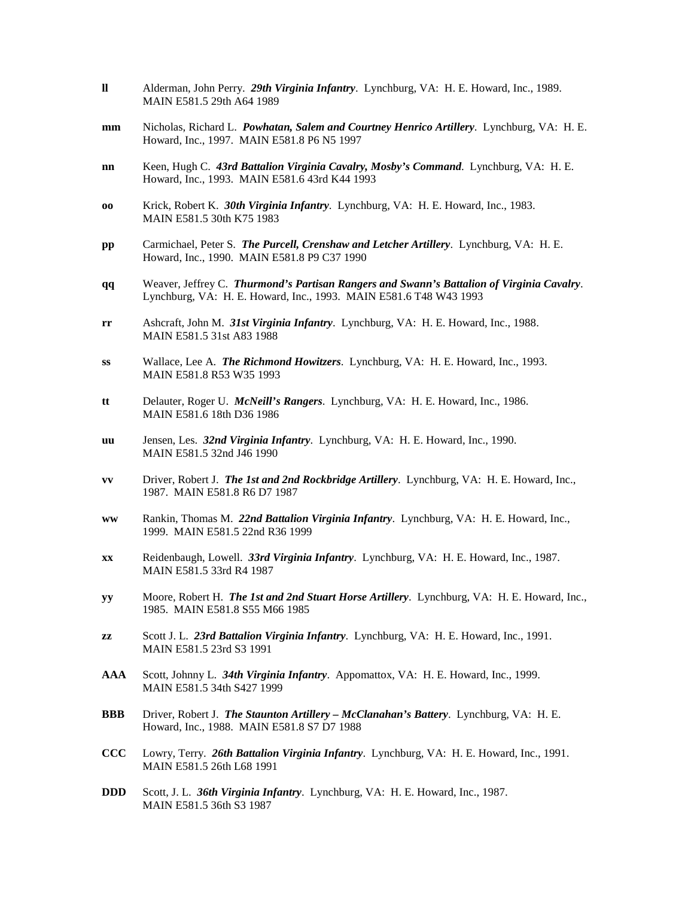**ll** Alderman, John Perry. ***29th Virginia Infantry***. Lynchburg, VA: H. E. Howard, Inc., 1989. MAIN E581.5 29th A64 1989

**mm** Nicholas, Richard L. ***Powhatan, Salem and Courtney Henrico Artillery***. Lynchburg, VA: H. E. Howard, Inc., 1997. MAIN E581.8 P6 N5 1997

**nn** Keen, Hugh C. ***43rd Battalion Virginia Cavalry, Mosby's Command***. Lynchburg, VA: H. E. Howard, Inc., 1993. MAIN E581.6 43rd K44 1993

**oo** Krick, Robert K. ***30th Virginia Infantry***. Lynchburg, VA: H. E. Howard, Inc., 1983. MAIN E581.5 30th K75 1983

**pp** Carmichael, Peter S. ***The Purcell, Crenshaw and Letcher Artillery***. Lynchburg, VA: H. E. Howard, Inc., 1990. MAIN E581.8 P9 C37 1990

**qq** Weaver, Jeffrey C. ***Thurmond's Partisan Rangers and Swann's Battalion of Virginia Cavalry***. Lynchburg, VA: H. E. Howard, Inc., 1993. MAIN E581.6 T48 W43 1993

**rr** Ashcraft, John M. ***31st Virginia Infantry***. Lynchburg, VA: H. E. Howard, Inc., 1988. MAIN E581.5 31st A83 1988

**ss** Wallace, Lee A. ***The Richmond Howitzers***. Lynchburg, VA: H. E. Howard, Inc., 1993. MAIN E581.8 R53 W35 1993

**tt** Delauter, Roger U. ***McNeill's Rangers***. Lynchburg, VA: H. E. Howard, Inc., 1986. MAIN E581.6 18th D36 1986

**uu** Jensen, Les. ***32nd Virginia Infantry***. Lynchburg, VA: H. E. Howard, Inc., 1990. MAIN E581.5 32nd J46 1990

**vv** Driver, Robert J. ***The 1st and 2nd Rockbridge Artillery***. Lynchburg, VA: H. E. Howard, Inc., 1987. MAIN E581.8 R6 D7 1987

**ww** Rankin, Thomas M. ***22nd Battalion Virginia Infantry***. Lynchburg, VA: H. E. Howard, Inc., 1999. MAIN E581.5 22nd R36 1999

**xx** Reidenbaugh, Lowell. ***33rd Virginia Infantry***. Lynchburg, VA: H. E. Howard, Inc., 1987. MAIN E581.5 33rd R4 1987

**yy** Moore, Robert H. ***The 1st and 2nd Stuart Horse Artillery***. Lynchburg, VA: H. E. Howard, Inc., 1985. MAIN E581.8 S55 M66 1985

**zz** Scott J. L. ***23rd Battalion Virginia Infantry***. Lynchburg, VA: H. E. Howard, Inc., 1991. MAIN E581.5 23rd S3 1991

**AAA** Scott, Johnny L. ***34th Virginia Infantry***. Appomattox, VA: H. E. Howard, Inc., 1999. MAIN E581.5 34th S427 1999

**BBB** Driver, Robert J. ***The Staunton Artillery – McClanahan's Battery***. Lynchburg, VA: H. E. Howard, Inc., 1988. MAIN E581.8 S7 D7 1988

**CCC** Lowry, Terry. ***26th Battalion Virginia Infantry***. Lynchburg, VA: H. E. Howard, Inc., 1991. MAIN E581.5 26th L68 1991

**DDD** Scott, J. L. ***36th Virginia Infantry***. Lynchburg, VA: H. E. Howard, Inc., 1987. MAIN E581.5 36th S3 1987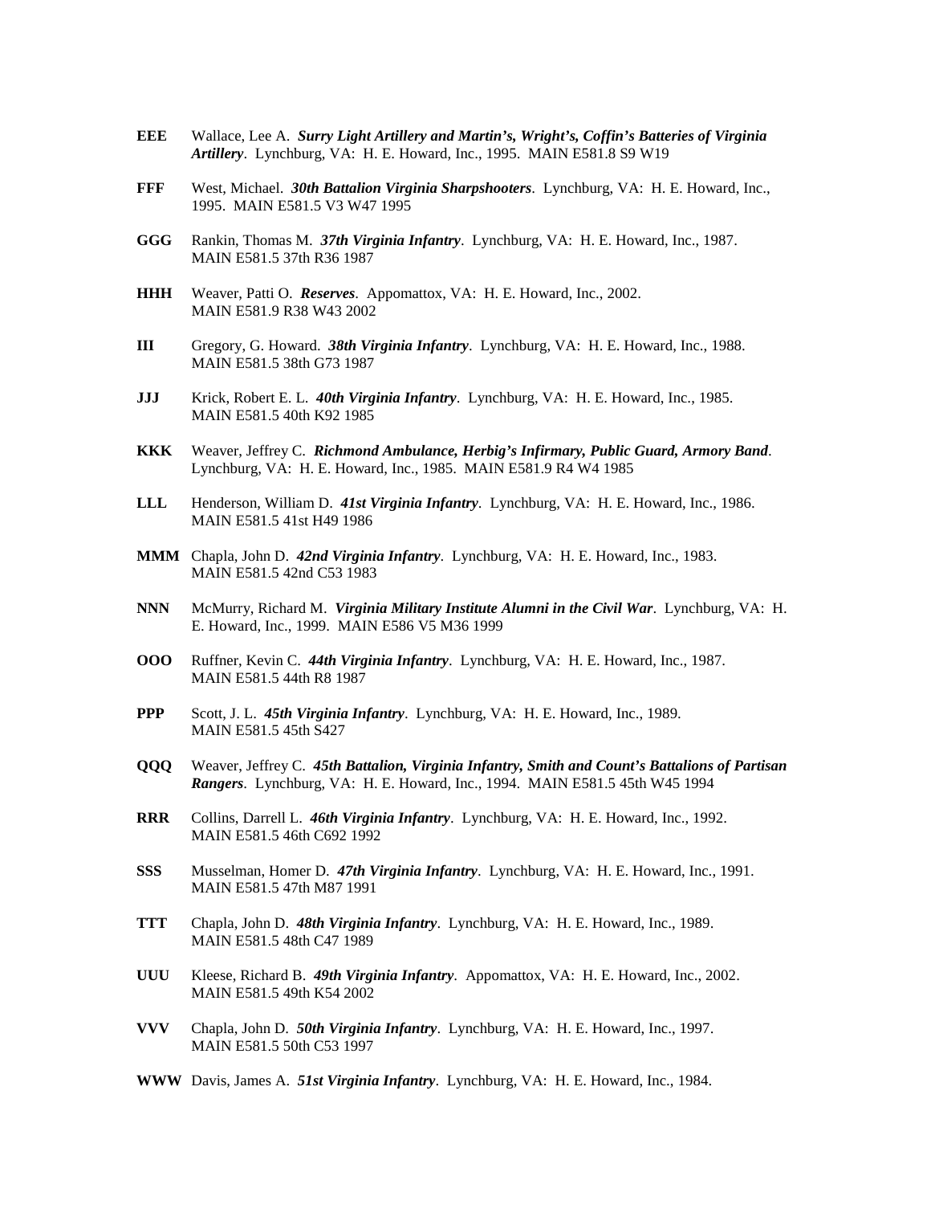**EEE** Wallace, Lee A. ***Surry Light Artillery and Martin's, Wright's, Coffin's Batteries of Virginia Artillery***. Lynchburg, VA: H. E. Howard, Inc., 1995. MAIN E581.8 S9 W19

**FFF** West, Michael. ***30th Battalion Virginia Sharpshooters***. Lynchburg, VA: H. E. Howard, Inc., 1995. MAIN E581.5 V3 W47 1995

**GGG** Rankin, Thomas M. ***37th Virginia Infantry***. Lynchburg, VA: H. E. Howard, Inc., 1987. MAIN E581.5 37th R36 1987

**HHH** Weaver, Patti O. ***Reserves***. Appomattox, VA: H. E. Howard, Inc., 2002. MAIN E581.9 R38 W43 2002

**III** Gregory, G. Howard. ***38th Virginia Infantry***. Lynchburg, VA: H. E. Howard, Inc., 1988. MAIN E581.5 38th G73 1987

**JJJ** Krick, Robert E. L. ***40th Virginia Infantry***. Lynchburg, VA: H. E. Howard, Inc., 1985. MAIN E581.5 40th K92 1985

**KKK** Weaver, Jeffrey C. ***Richmond Ambulance, Herbig's Infirmary, Public Guard, Armory Band***. Lynchburg, VA: H. E. Howard, Inc., 1985. MAIN E581.9 R4 W4 1985

**LLL** Henderson, William D. ***41st Virginia Infantry***. Lynchburg, VA: H. E. Howard, Inc., 1986. MAIN E581.5 41st H49 1986

**MMM** Chapla, John D. ***42nd Virginia Infantry***. Lynchburg, VA: H. E. Howard, Inc., 1983. MAIN E581.5 42nd C53 1983

**NNN** McMurry, Richard M. ***Virginia Military Institute Alumni in the Civil War***. Lynchburg, VA: H. E. Howard, Inc., 1999. MAIN E586 V5 M36 1999

**OOO** Ruffner, Kevin C. ***44th Virginia Infantry***. Lynchburg, VA: H. E. Howard, Inc., 1987. MAIN E581.5 44th R8 1987

**PPP** Scott, J. L. ***45th Virginia Infantry***. Lynchburg, VA: H. E. Howard, Inc., 1989. MAIN E581.5 45th S427

**QQQ** Weaver, Jeffrey C. ***45th Battalion, Virginia Infantry, Smith and Count's Battalions of Partisan Rangers***. Lynchburg, VA: H. E. Howard, Inc., 1994. MAIN E581.5 45th W45 1994

**RRR** Collins, Darrell L. ***46th Virginia Infantry***. Lynchburg, VA: H. E. Howard, Inc., 1992. MAIN E581.5 46th C692 1992

**SSS** Musselman, Homer D. ***47th Virginia Infantry***. Lynchburg, VA: H. E. Howard, Inc., 1991. MAIN E581.5 47th M87 1991

**TTT** Chapla, John D. ***48th Virginia Infantry***. Lynchburg, VA: H. E. Howard, Inc., 1989. MAIN E581.5 48th C47 1989

**UUU** Kleese, Richard B. ***49th Virginia Infantry***. Appomattox, VA: H. E. Howard, Inc., 2002. MAIN E581.5 49th K54 2002

**VVV** Chapla, John D. ***50th Virginia Infantry***. Lynchburg, VA: H. E. Howard, Inc., 1997. MAIN E581.5 50th C53 1997

**WWW** Davis, James A. ***51st Virginia Infantry***. Lynchburg, VA: H. E. Howard, Inc., 1984.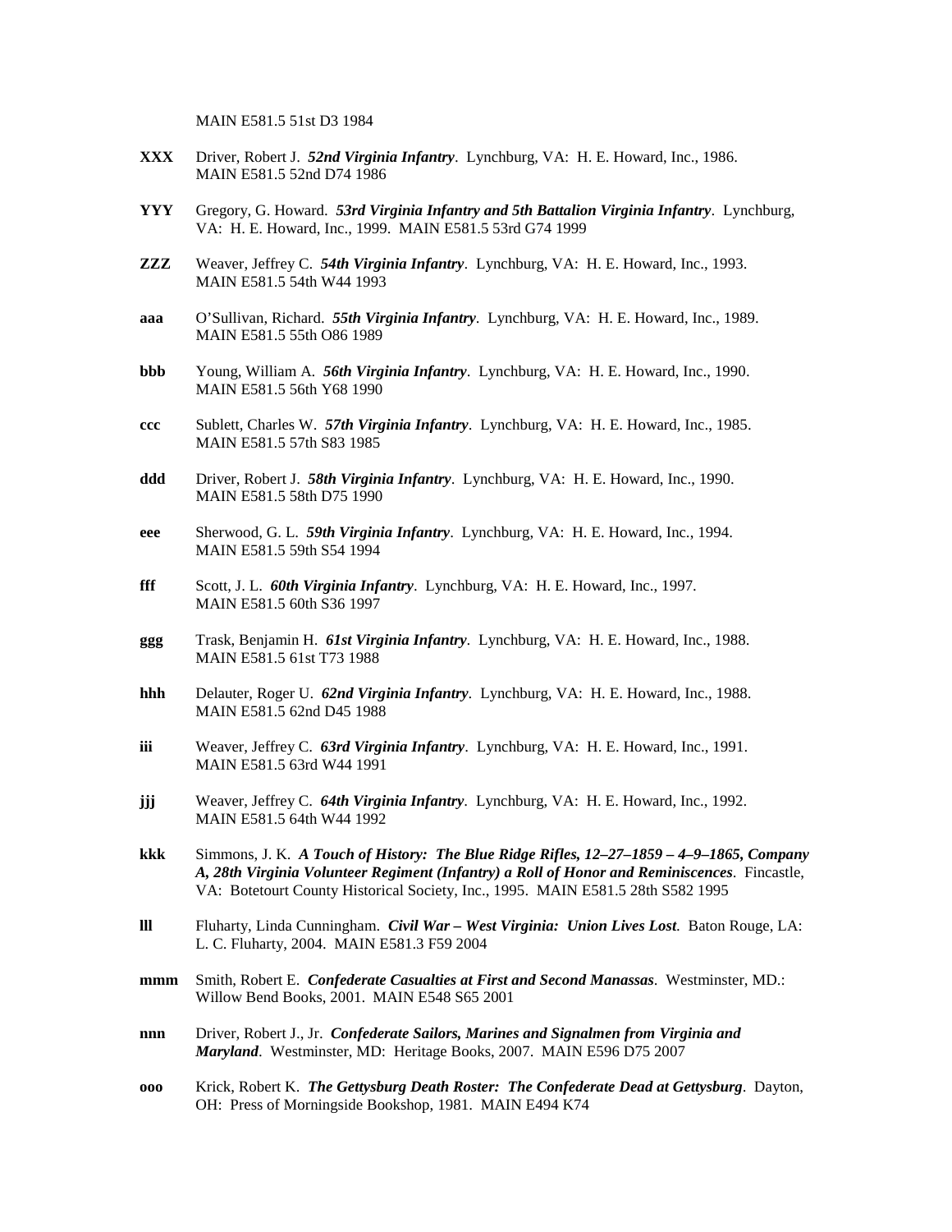MAIN E581.5 51st D3 1984

**XXX** Driver, Robert J. ***52nd Virginia Infantry***. Lynchburg, VA: H. E. Howard, Inc., 1986. MAIN E581.5 52nd D74 1986

**YYY** Gregory, G. Howard. ***53rd Virginia Infantry and 5th Battalion Virginia Infantry***. Lynchburg, VA: H. E. Howard, Inc., 1999. MAIN E581.5 53rd G74 1999

**ZZZ** Weaver, Jeffrey C. ***54th Virginia Infantry***. Lynchburg, VA: H. E. Howard, Inc., 1993. MAIN E581.5 54th W44 1993

**aaa** O'Sullivan, Richard. ***55th Virginia Infantry***. Lynchburg, VA: H. E. Howard, Inc., 1989. MAIN E581.5 55th O86 1989

**bbb** Young, William A. ***56th Virginia Infantry***. Lynchburg, VA: H. E. Howard, Inc., 1990. MAIN E581.5 56th Y68 1990

**ccc** Sublett, Charles W. ***57th Virginia Infantry***. Lynchburg, VA: H. E. Howard, Inc., 1985. MAIN E581.5 57th S83 1985

**ddd** Driver, Robert J. ***58th Virginia Infantry***. Lynchburg, VA: H. E. Howard, Inc., 1990. MAIN E581.5 58th D75 1990

**eee** Sherwood, G. L. ***59th Virginia Infantry***. Lynchburg, VA: H. E. Howard, Inc., 1994. MAIN E581.5 59th S54 1994

**fff** Scott, J. L. ***60th Virginia Infantry***. Lynchburg, VA: H. E. Howard, Inc., 1997. MAIN E581.5 60th S36 1997

**ggg** Trask, Benjamin H. ***61st Virginia Infantry***. Lynchburg, VA: H. E. Howard, Inc., 1988. MAIN E581.5 61st T73 1988

**hhh** Delauter, Roger U. ***62nd Virginia Infantry***. Lynchburg, VA: H. E. Howard, Inc., 1988. MAIN E581.5 62nd D45 1988

**iii** Weaver, Jeffrey C. ***63rd Virginia Infantry***. Lynchburg, VA: H. E. Howard, Inc., 1991. MAIN E581.5 63rd W44 1991

**jjj** Weaver, Jeffrey C. ***64th Virginia Infantry***. Lynchburg, VA: H. E. Howard, Inc., 1992. MAIN E581.5 64th W44 1992

**kkk** Simmons, J. K. ***A Touch of History: The Blue Ridge Rifles, 12–27–1859 – 4–9–1865, Company A, 28th Virginia Volunteer Regiment (Infantry) a Roll of Honor and Reminiscences***. Fincastle, VA: Botetourt County Historical Society, Inc., 1995. MAIN E581.5 28th S582 1995

**lll** Fluharty, Linda Cunningham. ***Civil War – West Virginia: Union Lives Lost***. Baton Rouge, LA: L. C. Fluharty, 2004. MAIN E581.3 F59 2004

**mmm** Smith, Robert E. ***Confederate Casualties at First and Second Manassas***. Westminster, MD.: Willow Bend Books, 2001. MAIN E548 S65 2001

**nnn** Driver, Robert J., Jr. ***Confederate Sailors, Marines and Signalmen from Virginia and Maryland***. Westminster, MD: Heritage Books, 2007. MAIN E596 D75 2007

**ooo** Krick, Robert K. ***The Gettysburg Death Roster: The Confederate Dead at Gettysburg***. Dayton, OH: Press of Morningside Bookshop, 1981. MAIN E494 K74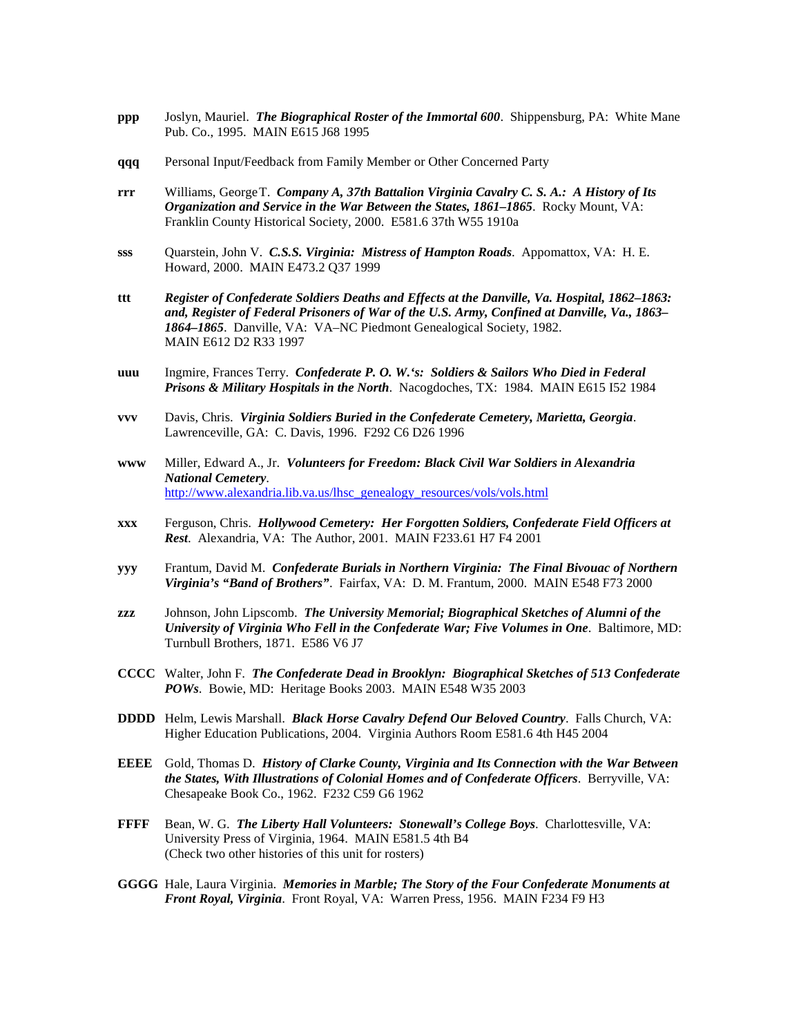**ppp** Joslyn, Mauriel. ***The Biographical Roster of the Immortal 600***. Shippensburg, PA: White Mane Pub. Co., 1995. MAIN E615 J68 1995

**qqq** Personal Input/Feedback from Family Member or Other Concerned Party

**rrr** Williams, George T. ***Company A, 37th Battalion Virginia Cavalry C. S. A.: A History of Its Organization and Service in the War Between the States, 1861–1865***. Rocky Mount, VA: Franklin County Historical Society, 2000. E581.6 37th W55 1910a

**sss** Quarstein, John V. ***C.S.S. Virginia: Mistress of Hampton Roads***. Appomattox, VA: H. E. Howard, 2000. MAIN E473.2 Q37 1999

**ttt** ***Register of Confederate Soldiers Deaths and Effects at the Danville, Va. Hospital, 1862–1863: and, Register of Federal Prisoners of War of the U.S. Army, Confined at Danville, Va., 1863–1864–1865***. Danville, VA: VA–NC Piedmont Genealogical Society, 1982. MAIN E612 D2 R33 1997

**uuu** Ingmire, Frances Terry. ***Confederate P. O. W.'s: Soldiers & Sailors Who Died in Federal Prisons & Military Hospitals in the North***. Nacogdoches, TX: 1984. MAIN E615 I52 1984

**vvv** Davis, Chris. ***Virginia Soldiers Buried in the Confederate Cemetery, Marietta, Georgia***. Lawrenceville, GA: C. Davis, 1996. F292 C6 D26 1996

**www** Miller, Edward A., Jr. ***Volunteers for Freedom: Black Civil War Soldiers in Alexandria National Cemetery***. http://www.alexandria.lib.va.us/lhsc_genealogy_resources/vols/vols.html

**xxx** Ferguson, Chris. ***Hollywood Cemetery: Her Forgotten Soldiers, Confederate Field Officers at Rest***. Alexandria, VA: The Author, 2001. MAIN F233.61 H7 F4 2001

**yyy** Frantum, David M. ***Confederate Burials in Northern Virginia: The Final Bivouac of Northern Virginia's "Band of Brothers"***. Fairfax, VA: D. M. Frantum, 2000. MAIN E548 F73 2000

**zzz** Johnson, John Lipscomb. ***The University Memorial; Biographical Sketches of Alumni of the University of Virginia Who Fell in the Confederate War; Five Volumes in One***. Baltimore, MD: Turnbull Brothers, 1871. E586 V6 J7

**CCCC** Walter, John F. ***The Confederate Dead in Brooklyn: Biographical Sketches of 513 Confederate POWs***. Bowie, MD: Heritage Books 2003. MAIN E548 W35 2003

**DDDD** Helm, Lewis Marshall. ***Black Horse Cavalry Defend Our Beloved Country***. Falls Church, VA: Higher Education Publications, 2004. Virginia Authors Room E581.6 4th H45 2004

**EEEE** Gold, Thomas D. ***History of Clarke County, Virginia and Its Connection with the War Between the States, With Illustrations of Colonial Homes and of Confederate Officers***. Berryville, VA: Chesapeake Book Co., 1962. F232 C59 G6 1962

**FFFF** Bean, W. G. ***The Liberty Hall Volunteers: Stonewall's College Boys***. Charlottesville, VA: University Press of Virginia, 1964. MAIN E581.5 4th B4
(Check two other histories of this unit for rosters)

**GGGG** Hale, Laura Virginia. ***Memories in Marble; The Story of the Four Confederate Monuments at Front Royal, Virginia***. Front Royal, VA: Warren Press, 1956. MAIN F234 F9 H3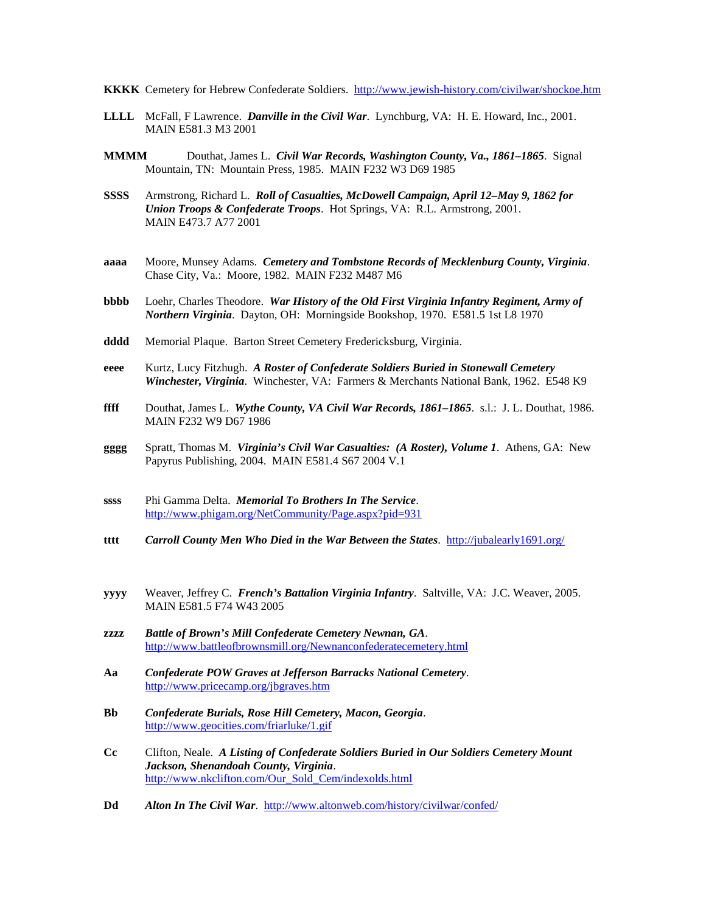**KKKK** Cemetery for Hebrew Confederate Soldiers. http://www.jewish-history.com/civilwar/shockoe.htm

**LLLL** McFall, F Lawrence. ***Danville in the Civil War***. Lynchburg, VA: H. E. Howard, Inc., 2001. MAIN E581.3 M3 2001

**MMMM** Douthat, James L. ***Civil War Records, Washington County, Va., 1861–1865***. Signal Mountain, TN: Mountain Press, 1985. MAIN F232 W3 D69 1985

**SSSS** Armstrong, Richard L. ***Roll of Casualties, McDowell Campaign, April 12–May 9, 1862 for Union Troops & Confederate Troops***. Hot Springs, VA: R.L. Armstrong, 2001. MAIN E473.7 A77 2001

**aaaa** Moore, Munsey Adams. ***Cemetery and Tombstone Records of Mecklenburg County, Virginia***. Chase City, Va.: Moore, 1982. MAIN F232 M487 M6

**bbbb** Loehr, Charles Theodore. ***War History of the Old First Virginia Infantry Regiment, Army of Northern Virginia***. Dayton, OH: Morningside Bookshop, 1970. E581.5 1st L8 1970

**dddd** Memorial Plaque. Barton Street Cemetery Fredericksburg, Virginia.

**eeee** Kurtz, Lucy Fitzhugh. ***A Roster of Confederate Soldiers Buried in Stonewall Cemetery Winchester, Virginia***. Winchester, VA: Farmers & Merchants National Bank, 1962. E548 K9

**ffff** Douthat, James L. ***Wythe County, VA Civil War Records, 1861–1865***. s.l.: J. L. Douthat, 1986. MAIN F232 W9 D67 1986

**gggg** Spratt, Thomas M. ***Virginia's Civil War Casualties: (A Roster), Volume 1***. Athens, GA: New Papyrus Publishing, 2004. MAIN E581.4 S67 2004 V.1

**ssss** Phi Gamma Delta. ***Memorial To Brothers In The Service***. http://www.phigam.org/NetCommunity/Page.aspx?pid=931

**tttt** ***Carroll County Men Who Died in the War Between the States***. http://jubalearly1691.org/

**yyyy** Weaver, Jeffrey C. ***French's Battalion Virginia Infantry***. Saltville, VA: J.C. Weaver, 2005. MAIN E581.5 F74 W43 2005

**zzzz** ***Battle of Brown's Mill Confederate Cemetery Newnan, GA***. http://www.battleofbrownsmill.org/Newnanconfederatecemetery.html

**Aa** ***Confederate POW Graves at Jefferson Barracks National Cemetery***. http://www.pricecamp.org/jbgraves.htm

**Bb** ***Confederate Burials, Rose Hill Cemetery, Macon, Georgia***. http://www.geocities.com/friarluke/1.gif

**Cc** Clifton, Neale. ***A Listing of Confederate Soldiers Buried in Our Soldiers Cemetery Mount Jackson, Shenandoah County, Virginia***. http://www.nkclifton.com/Our_Sold_Cem/indexolds.html

**Dd** ***Alton In The Civil War***. http://www.altonweb.com/history/civilwar/confed/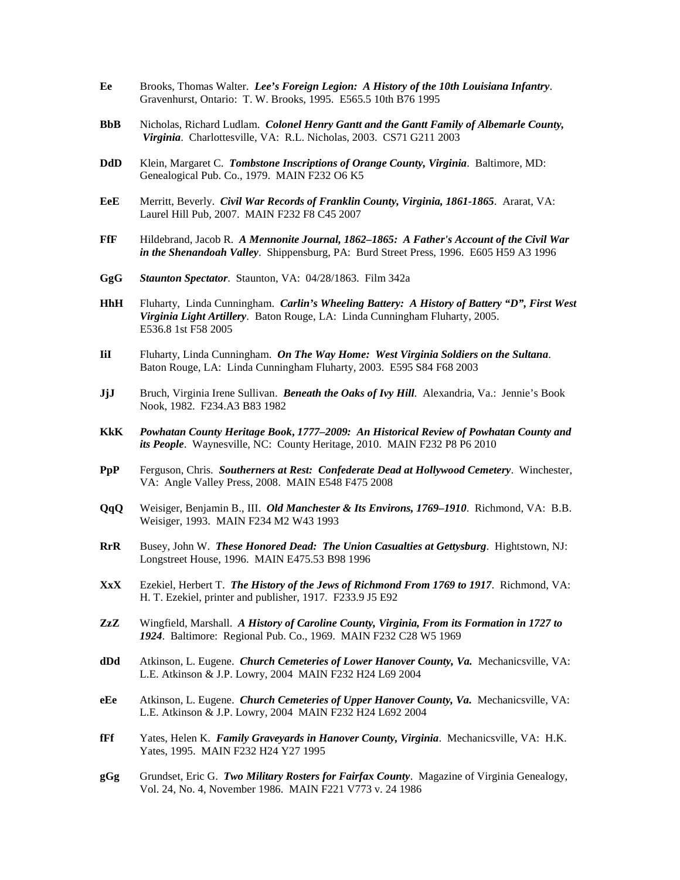**Ee** Brooks, Thomas Walter. ***Lee's Foreign Legion: A History of the 10th Louisiana Infantry***. Gravenhurst, Ontario: T. W. Brooks, 1995. E565.5 10th B76 1995

**BbB** Nicholas, Richard Ludlam. ***Colonel Henry Gantt and the Gantt Family of Albemarle County, Virginia***. Charlottesville, VA: R.L. Nicholas, 2003. CS71 G211 2003

**DdD** Klein, Margaret C. ***Tombstone Inscriptions of Orange County, Virginia***. Baltimore, MD: Genealogical Pub. Co., 1979. MAIN F232 O6 K5

**EeE** Merritt, Beverly. ***Civil War Records of Franklin County, Virginia, 1861-1865***. Ararat, VA: Laurel Hill Pub, 2007. MAIN F232 F8 C45 2007

**FfF** Hildebrand, Jacob R. ***A Mennonite Journal, 1862–1865: A Father's Account of the Civil War in the Shenandoah Valley***. Shippensburg, PA: Burd Street Press, 1996. E605 H59 A3 1996

**GgG** ***Staunton Spectator***. Staunton, VA: 04/28/1863. Film 342a

**HhH** Fluharty, Linda Cunningham. ***Carlin's Wheeling Battery: A History of Battery "D", First West Virginia Light Artillery***. Baton Rouge, LA: Linda Cunningham Fluharty, 2005. E536.8 1st F58 2005

**IiI** Fluharty, Linda Cunningham. ***On The Way Home: West Virginia Soldiers on the Sultana***. Baton Rouge, LA: Linda Cunningham Fluharty, 2003. E595 S84 F68 2003

**JjJ** Bruch, Virginia Irene Sullivan. ***Beneath the Oaks of Ivy Hill***. Alexandria, Va.: Jennie's Book Nook, 1982. F234.A3 B83 1982

**KkK** ***Powhatan County Heritage Book, 1777–2009: An Historical Review of Powhatan County and its People***. Waynesville, NC: County Heritage, 2010. MAIN F232 P8 P6 2010

**PpP** Ferguson, Chris. ***Southerners at Rest: Confederate Dead at Hollywood Cemetery***. Winchester, VA: Angle Valley Press, 2008. MAIN E548 F475 2008

**QqQ** Weisiger, Benjamin B., III. ***Old Manchester & Its Environs, 1769–1910***. Richmond, VA: B.B. Weisiger, 1993. MAIN F234 M2 W43 1993

**RrR** Busey, John W. ***These Honored Dead: The Union Casualties at Gettysburg***. Hightstown, NJ: Longstreet House, 1996. MAIN E475.53 B98 1996

**XxX** Ezekiel, Herbert T. ***The History of the Jews of Richmond From 1769 to 1917***. Richmond, VA: H. T. Ezekiel, printer and publisher, 1917. F233.9 J5 E92

**ZzZ** Wingfield, Marshall. ***A History of Caroline County, Virginia, From its Formation in 1727 to 1924***. Baltimore: Regional Pub. Co., 1969. MAIN F232 C28 W5 1969

**dDd** Atkinson, L. Eugene. ***Church Cemeteries of Lower Hanover County, Va.*** Mechanicsville, VA: L.E. Atkinson & J.P. Lowry, 2004 MAIN F232 H24 L69 2004

**eEe** Atkinson, L. Eugene. ***Church Cemeteries of Upper Hanover County, Va.*** Mechanicsville, VA: L.E. Atkinson & J.P. Lowry, 2004 MAIN F232 H24 L692 2004

**fFf** Yates, Helen K. ***Family Graveyards in Hanover County, Virginia***. Mechanicsville, VA: H.K. Yates, 1995. MAIN F232 H24 Y27 1995

**gGg** Grundset, Eric G. ***Two Military Rosters for Fairfax County***. Magazine of Virginia Genealogy, Vol. 24, No. 4, November 1986. MAIN F221 V773 v. 24 1986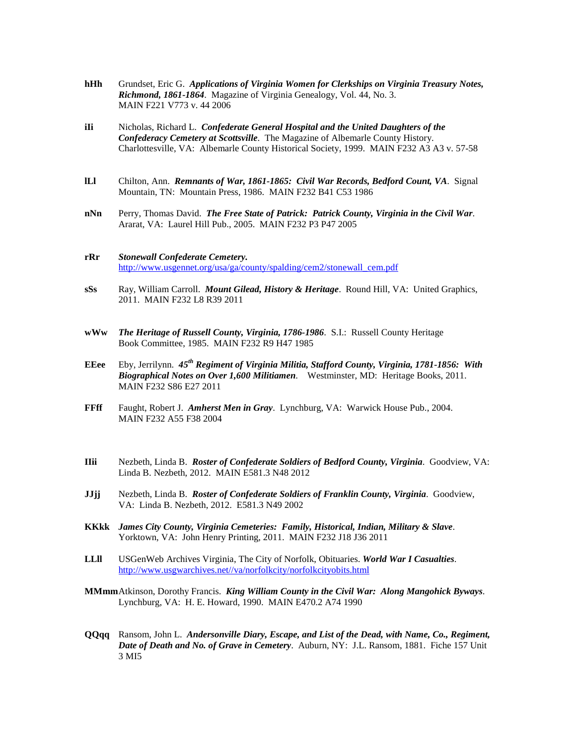**hHh** Grundset, Eric G. ***Applications of Virginia Women for Clerkships on Virginia Treasury Notes, Richmond, 1861-1864***. Magazine of Virginia Genealogy, Vol. 44, No. 3.
MAIN F221 V773 v. 44 2006

**iIi** Nicholas, Richard L. ***Confederate General Hospital and the United Daughters of the Confederacy Cemetery at Scottsville***. The Magazine of Albemarle County History. Charlottesville, VA: Albemarle County Historical Society, 1999. MAIN F232 A3 A3 v. 57-58

**lLl** Chilton, Ann. ***Remnants of War, 1861-1865: Civil War Records, Bedford Count, VA***. Signal Mountain, TN: Mountain Press, 1986. MAIN F232 B41 C53 1986

**nNn** Perry, Thomas David. ***The Free State of Patrick: Patrick County, Virginia in the Civil War***. Ararat, VA: Laurel Hill Pub., 2005. MAIN F232 P3 P47 2005

**rRr** ***Stonewall Confederate Cemetery.***
http://www.usgennet.org/usa/ga/county/spalding/cem2/stonewall_cem.pdf

**sSs** Ray, William Carroll. ***Mount Gilead, History & Heritage***. Round Hill, VA: United Graphics, 2011. MAIN F232 L8 R39 2011

**wWw** ***The Heritage of Russell County, Virginia, 1786-1986***. S.I.: Russell County Heritage Book Committee, 1985. MAIN F232 R9 H47 1985

**EEee** Eby, Jerrilynn. ***45th Regiment of Virginia Militia, Stafford County, Virginia, 1781-1856: With Biographical Notes on Over 1,600 Militiamen***. Westminster, MD: Heritage Books, 2011.
MAIN F232 S86 E27 2011

**FFff** Faught, Robert J. ***Amherst Men in Gray***. Lynchburg, VA: Warwick House Pub., 2004.
MAIN F232 A55 F38 2004

**IIii** Nezbeth, Linda B. ***Roster of Confederate Soldiers of Bedford County, Virginia***. Goodview, VA: Linda B. Nezbeth, 2012. MAIN E581.3 N48 2012

**JJjj** Nezbeth, Linda B. ***Roster of Confederate Soldiers of Franklin County, Virginia***. Goodview, VA: Linda B. Nezbeth, 2012. E581.3 N49 2002

**KKkk** ***James City County, Virginia Cemeteries: Family, Historical, Indian, Military & Slave***. Yorktown, VA: John Henry Printing, 2011. MAIN F232 J18 J36 2011

**LLll** USGenWeb Archives Virginia, The City of Norfolk, Obituaries. ***World War I Casualties***.
http://www.usgwarchives.net//va/norfolkcity/norfolkcityobits.html

**MMmm** Atkinson, Dorothy Francis. ***King William County in the Civil War: Along Mangohick Byways***. Lynchburg, VA: H. E. Howard, 1990. MAIN E470.2 A74 1990

**QQqq** Ransom, John L. ***Andersonville Diary, Escape, and List of the Dead, with Name, Co., Regiment, Date of Death and No. of Grave in Cemetery***. Auburn, NY: J.L. Ransom, 1881. Fiche 157 Unit 3 MI5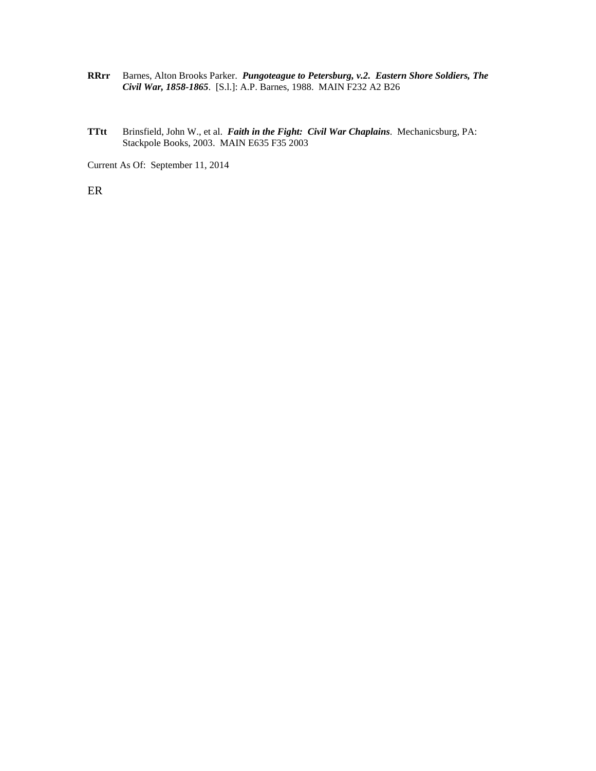**RRrr** Barnes, Alton Brooks Parker. ***Pungoteague to Petersburg, v.2. Eastern Shore Soldiers, The Civil War, 1858-1865***. [S.l.]: A.P. Barnes, 1988. MAIN F232 A2 B26

**TTtt** Brinsfield, John W., et al. ***Faith in the Fight: Civil War Chaplains***. Mechanicsburg, PA: Stackpole Books, 2003. MAIN E635 F35 2003

Current As Of: September 11, 2014

ER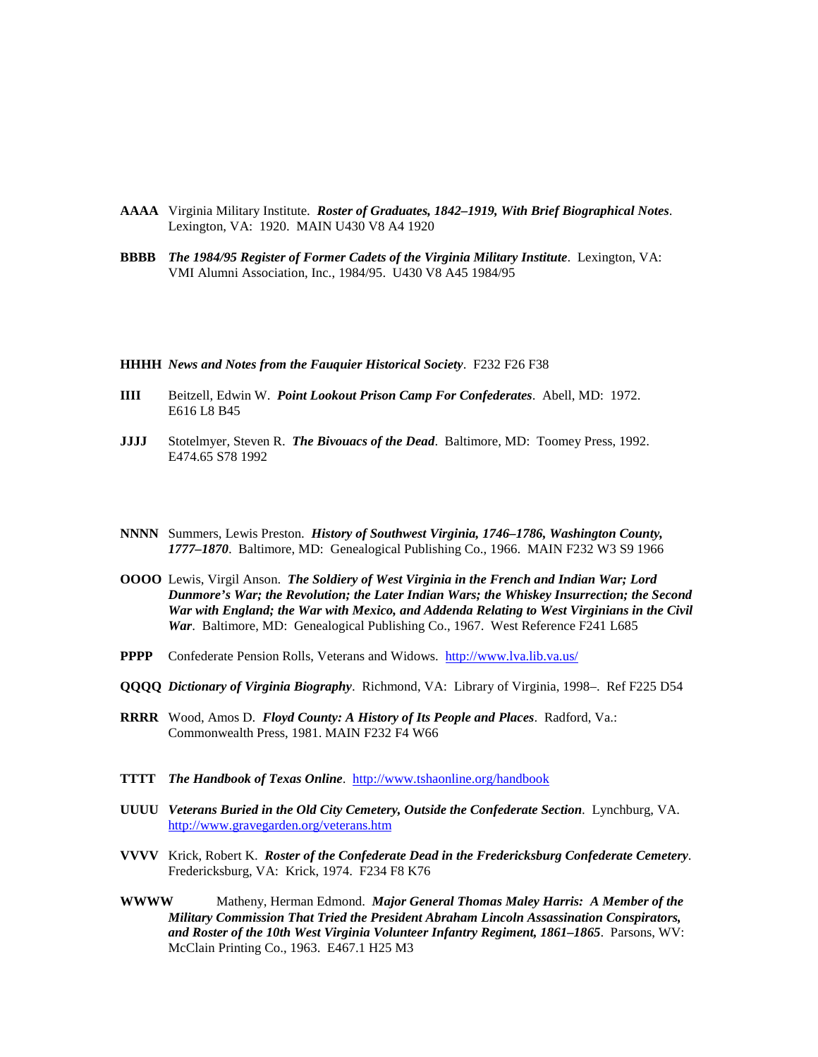**AAAA** Virginia Military Institute. ***Roster of Graduates, 1842–1919, With Brief Biographical Notes***. Lexington, VA: 1920. MAIN U430 V8 A4 1920

**BBBB** ***The 1984/95 Register of Former Cadets of the Virginia Military Institute***. Lexington, VA: VMI Alumni Association, Inc., 1984/95. U430 V8 A45 1984/95

**HHHH** ***News and Notes from the Fauquier Historical Society***. F232 F26 F38

**IIII** Beitzell, Edwin W. ***Point Lookout Prison Camp For Confederates***. Abell, MD: 1972. E616 L8 B45

**JJJJ** Stotelmyer, Steven R. ***The Bivouacs of the Dead***. Baltimore, MD: Toomey Press, 1992. E474.65 S78 1992

**NNNN** Summers, Lewis Preston. ***History of Southwest Virginia, 1746–1786, Washington County, 1777–1870***. Baltimore, MD: Genealogical Publishing Co., 1966. MAIN F232 W3 S9 1966

**OOOO** Lewis, Virgil Anson. ***The Soldiery of West Virginia in the French and Indian War; Lord Dunmore's War; the Revolution; the Later Indian Wars; the Whiskey Insurrection; the Second War with England; the War with Mexico, and Addenda Relating to West Virginians in the Civil War***. Baltimore, MD: Genealogical Publishing Co., 1967. West Reference F241 L685

**PPPP** Confederate Pension Rolls, Veterans and Widows. http://www.lva.lib.va.us/

**QQQQ** ***Dictionary of Virginia Biography***. Richmond, VA: Library of Virginia, 1998–. Ref F225 D54

**RRRR** Wood, Amos D. ***Floyd County: A History of Its People and Places***. Radford, Va.: Commonwealth Press, 1981. MAIN F232 F4 W66

**TTTT** ***The Handbook of Texas Online***. http://www.tshaonline.org/handbook

**UUUU** ***Veterans Buried in the Old City Cemetery, Outside the Confederate Section***. Lynchburg, VA. http://www.gravegarden.org/veterans.htm

**VVVV** Krick, Robert K. ***Roster of the Confederate Dead in the Fredericksburg Confederate Cemetery***. Fredericksburg, VA: Krick, 1974. F234 F8 K76

**WWWW** Matheny, Herman Edmond. ***Major General Thomas Maley Harris: A Member of the Military Commission That Tried the President Abraham Lincoln Assassination Conspirators, and Roster of the 10th West Virginia Volunteer Infantry Regiment, 1861–1865***. Parsons, WV: McClain Printing Co., 1963. E467.1 H25 M3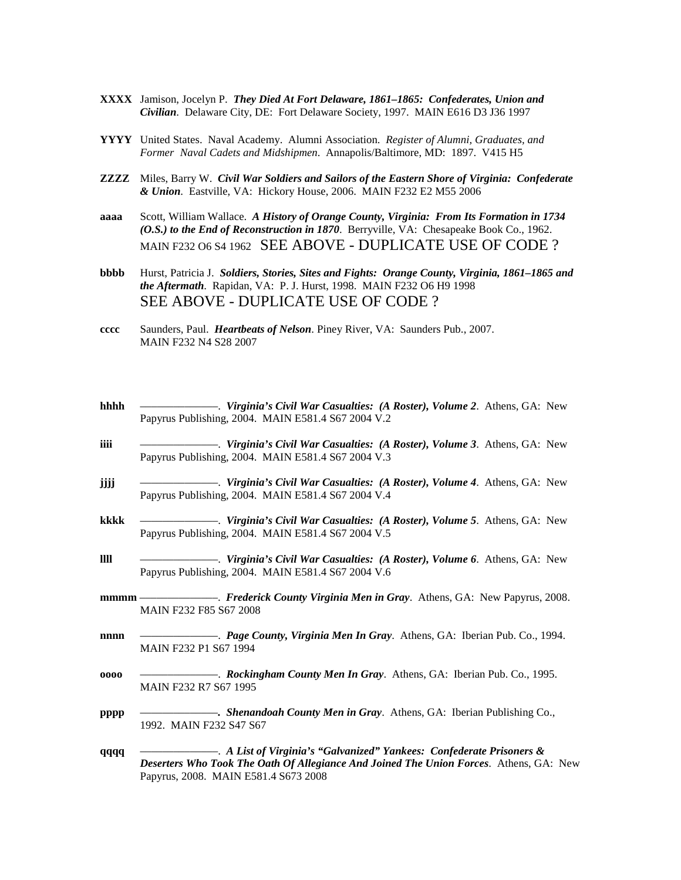**XXXX** Jamison, Jocelyn P. ***They Died At Fort Delaware, 1861–1865: Confederates, Union and Civilian***. Delaware City, DE: Fort Delaware Society, 1997. MAIN E616 D3 J36 1997

**YYYY** United States. Naval Academy. Alumni Association. *Register of Alumni, Graduates, and Former Naval Cadets and Midshipmen*. Annapolis/Baltimore, MD: 1897. V415 H5

**ZZZZ** Miles, Barry W. ***Civil War Soldiers and Sailors of the Eastern Shore of Virginia: Confederate & Union***. Eastville, VA: Hickory House, 2006. MAIN F232 E2 M55 2006

**aaaa** Scott, William Wallace. ***A History of Orange County, Virginia: From Its Formation in 1734 (O.S.) to the End of Reconstruction in 1870***. Berryville, VA: Chesapeake Book Co., 1962. MAIN F232 O6 S4 1962 SEE ABOVE - DUPLICATE USE OF CODE ?

**bbbb** Hurst, Patricia J. ***Soldiers, Stories, Sites and Fights: Orange County, Virginia, 1861–1865 and the Aftermath***. Rapidan, VA: P. J. Hurst, 1998. MAIN F232 O6 H9 1998 SEE ABOVE - DUPLICATE USE OF CODE ?

**cccc** Saunders, Paul. ***Heartbeats of Nelson***. Piney River, VA: Saunders Pub., 2007. MAIN F232 N4 S28 2007

**hhhh** ———————. ***Virginia's Civil War Casualties: (A Roster), Volume 2***. Athens, GA: New Papyrus Publishing, 2004. MAIN E581.4 S67 2004 V.2

**iiii** ———————. ***Virginia's Civil War Casualties: (A Roster), Volume 3***. Athens, GA: New Papyrus Publishing, 2004. MAIN E581.4 S67 2004 V.3

**jjjj** ———————. ***Virginia's Civil War Casualties: (A Roster), Volume 4***. Athens, GA: New Papyrus Publishing, 2004. MAIN E581.4 S67 2004 V.4

**kkkk** ———————. ***Virginia's Civil War Casualties: (A Roster), Volume 5***. Athens, GA: New Papyrus Publishing, 2004. MAIN E581.4 S67 2004 V.5

**llll** ———————. ***Virginia's Civil War Casualties: (A Roster), Volume 6***. Athens, GA: New Papyrus Publishing, 2004. MAIN E581.4 S67 2004 V.6

**mmmm** ———————. ***Frederick County Virginia Men in Gray***. Athens, GA: New Papyrus, 2008. MAIN F232 F85 S67 2008

**nnnn** ———————. ***Page County, Virginia Men In Gray***. Athens, GA: Iberian Pub. Co., 1994. MAIN F232 P1 S67 1994

**oooo** ———————. ***Rockingham County Men In Gray***. Athens, GA: Iberian Pub. Co., 1995. MAIN F232 R7 S67 1995

**pppp** ———————***. Shenandoah County Men in Gray***. Athens, GA: Iberian Publishing Co., 1992. MAIN F232 S47 S67

**qqqq** ———————. ***A List of Virginia's "Galvanized" Yankees: Confederate Prisoners & Deserters Who Took The Oath Of Allegiance And Joined The Union Forces***. Athens, GA: New Papyrus, 2008. MAIN E581.4 S673 2008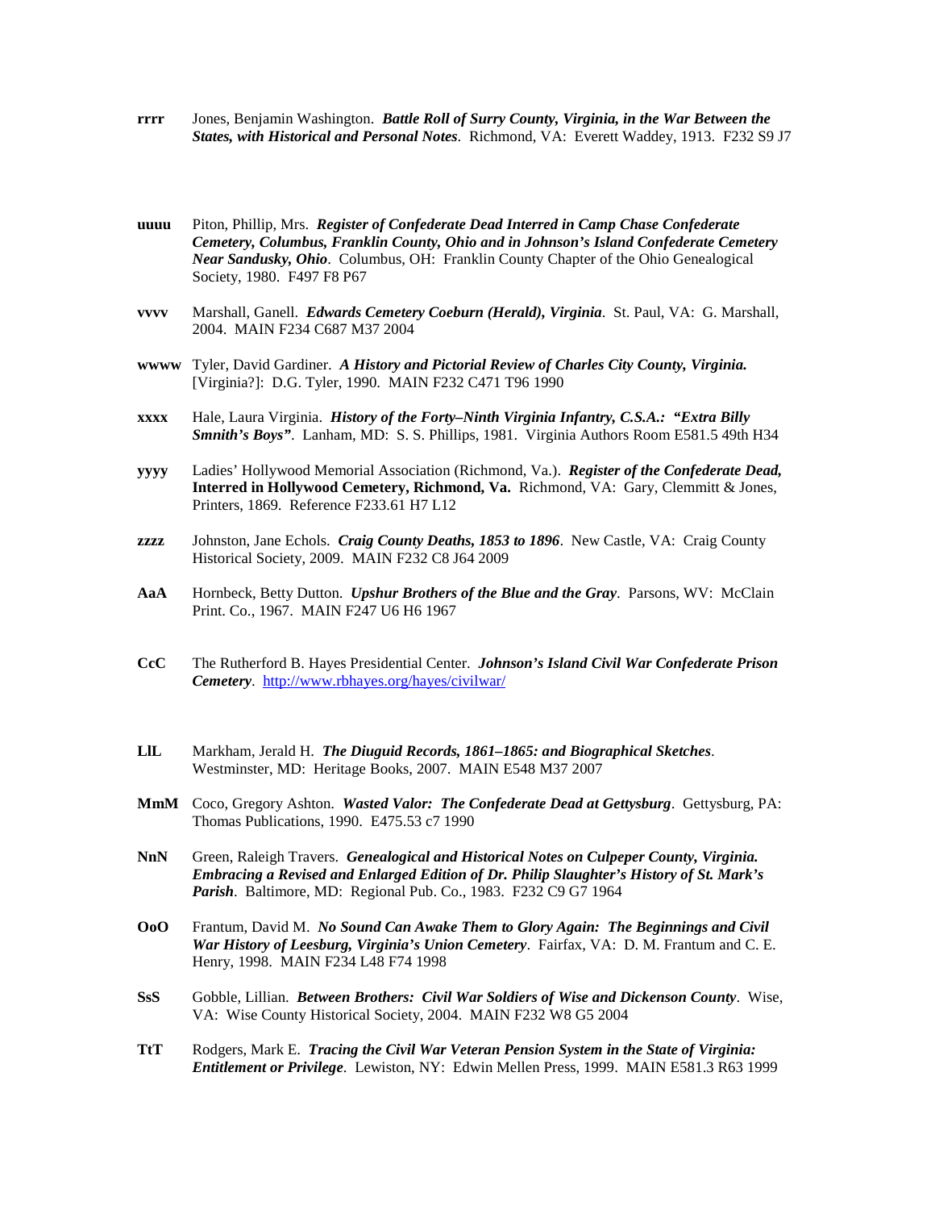**rrrr** Jones, Benjamin Washington. ***Battle Roll of Surry County, Virginia, in the War Between the States, with Historical and Personal Notes***. Richmond, VA: Everett Waddey, 1913. F232 S9 J7

**uuuu** Piton, Phillip, Mrs. ***Register of Confederate Dead Interred in Camp Chase Confederate Cemetery, Columbus, Franklin County, Ohio and in Johnson's Island Confederate Cemetery Near Sandusky, Ohio***. Columbus, OH: Franklin County Chapter of the Ohio Genealogical Society, 1980. F497 F8 P67

**vvvv** Marshall, Ganell. ***Edwards Cemetery Coeburn (Herald), Virginia***. St. Paul, VA: G. Marshall, 2004. MAIN F234 C687 M37 2004

**wwww** Tyler, David Gardiner. ***A History and Pictorial Review of Charles City County, Virginia.*** [Virginia?]: D.G. Tyler, 1990. MAIN F232 C471 T96 1990

**xxxx** Hale, Laura Virginia. ***History of the Forty–Ninth Virginia Infantry, C.S.A.: "Extra Billy Smnith's Boys"***. Lanham, MD: S. S. Phillips, 1981. Virginia Authors Room E581.5 49th H34

**yyyy** Ladies' Hollywood Memorial Association (Richmond, Va.). ***Register of the Confederate Dead,* Interred in Hollywood Cemetery, Richmond, Va.** Richmond, VA: Gary, Clemmitt & Jones, Printers, 1869. Reference F233.61 H7 L12

**zzzz** Johnston, Jane Echols. ***Craig County Deaths, 1853 to 1896***. New Castle, VA: Craig County Historical Society, 2009. MAIN F232 C8 J64 2009

**AaA** Hornbeck, Betty Dutton. ***Upshur Brothers of the Blue and the Gray***. Parsons, WV: McClain Print. Co., 1967. MAIN F247 U6 H6 1967

**CcC** The Rutherford B. Hayes Presidential Center. ***Johnson's Island Civil War Confederate Prison Cemetery***. http://www.rbhayes.org/hayes/civilwar/

**LlL** Markham, Jerald H. ***The Diuguid Records, 1861–1865: and Biographical Sketches***. Westminster, MD: Heritage Books, 2007. MAIN E548 M37 2007

**MmM** Coco, Gregory Ashton. ***Wasted Valor: The Confederate Dead at Gettysburg***. Gettysburg, PA: Thomas Publications, 1990. E475.53 c7 1990

**NnN** Green, Raleigh Travers. ***Genealogical and Historical Notes on Culpeper County, Virginia. Embracing a Revised and Enlarged Edition of Dr. Philip Slaughter's History of St. Mark's Parish***. Baltimore, MD: Regional Pub. Co., 1983. F232 C9 G7 1964

**OoO** Frantum, David M. ***No Sound Can Awake Them to Glory Again: The Beginnings and Civil War History of Leesburg, Virginia's Union Cemetery***. Fairfax, VA: D. M. Frantum and C. E. Henry, 1998. MAIN F234 L48 F74 1998

**SsS** Gobble, Lillian. ***Between Brothers: Civil War Soldiers of Wise and Dickenson County***. Wise, VA: Wise County Historical Society, 2004. MAIN F232 W8 G5 2004

**TtT** Rodgers, Mark E. ***Tracing the Civil War Veteran Pension System in the State of Virginia: Entitlement or Privilege***. Lewiston, NY: Edwin Mellen Press, 1999. MAIN E581.3 R63 1999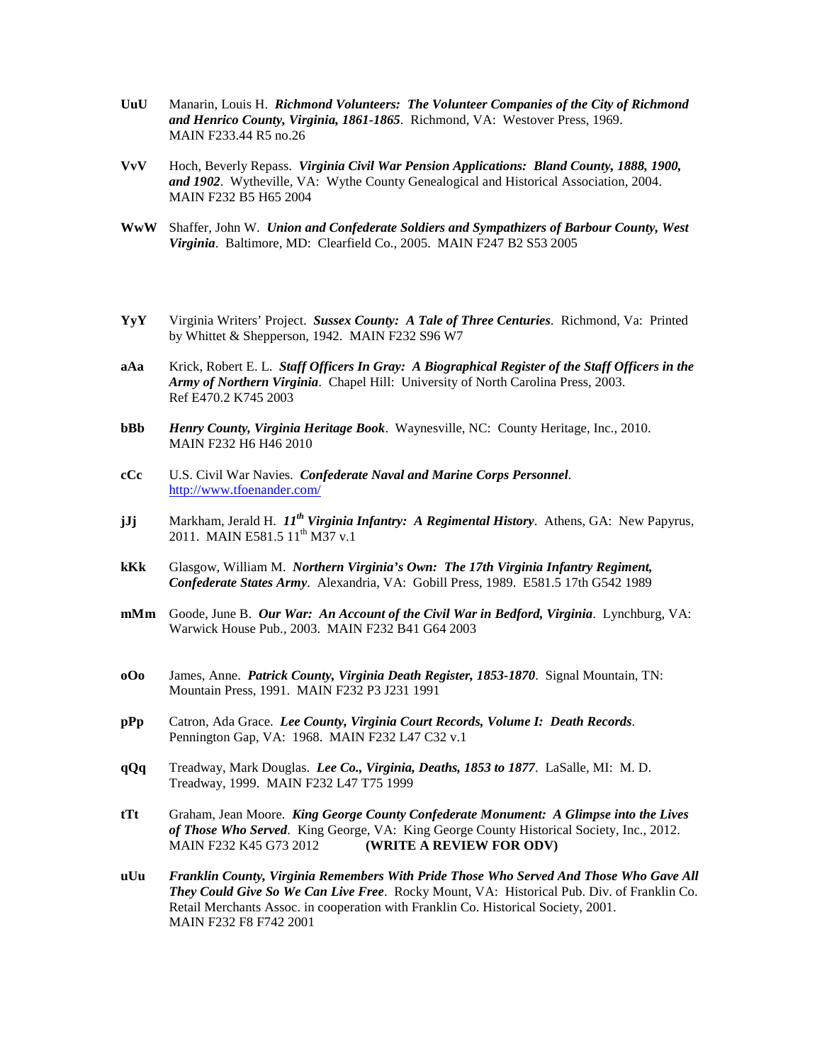**UuU** Manarin, Louis H. ***Richmond Volunteers: The Volunteer Companies of the City of Richmond and Henrico County, Virginia, 1861-1865***. Richmond, VA: Westover Press, 1969. MAIN F233.44 R5 no.26

**VvV** Hoch, Beverly Repass. ***Virginia Civil War Pension Applications: Bland County, 1888, 1900, and 1902***. Wytheville, VA: Wythe County Genealogical and Historical Association, 2004. MAIN F232 B5 H65 2004

**WwW** Shaffer, John W. ***Union and Confederate Soldiers and Sympathizers of Barbour County, West Virginia***. Baltimore, MD: Clearfield Co., 2005. MAIN F247 B2 S53 2005

**YyY** Virginia Writers' Project. ***Sussex County: A Tale of Three Centuries***. Richmond, Va: Printed by Whittet & Shepperson, 1942. MAIN F232 S96 W7

**aAa** Krick, Robert E. L. ***Staff Officers In Gray: A Biographical Register of the Staff Officers in the Army of Northern Virginia***. Chapel Hill: University of North Carolina Press, 2003. Ref E470.2 K745 2003

**bBb** ***Henry County, Virginia Heritage Book***. Waynesville, NC: County Heritage, Inc., 2010. MAIN F232 H6 H46 2010

**cCc** U.S. Civil War Navies. ***Confederate Naval and Marine Corps Personnel***. http://www.tfoenander.com/

**jJj** Markham, Jerald H. ***11th Virginia Infantry: A Regimental History***. Athens, GA: New Papyrus, 2011. MAIN E581.5 11th M37 v.1

**kKk** Glasgow, William M. ***Northern Virginia's Own: The 17th Virginia Infantry Regiment, Confederate States Army***. Alexandria, VA: Gobill Press, 1989. E581.5 17th G542 1989

**mMm** Goode, June B. ***Our War: An Account of the Civil War in Bedford, Virginia***. Lynchburg, VA: Warwick House Pub., 2003. MAIN F232 B41 G64 2003

**oOo** James, Anne. ***Patrick County, Virginia Death Register, 1853-1870***. Signal Mountain, TN: Mountain Press, 1991. MAIN F232 P3 J231 1991

**pPp** Catron, Ada Grace. ***Lee County, Virginia Court Records, Volume I: Death Records***. Pennington Gap, VA: 1968. MAIN F232 L47 C32 v.1

**qQq** Treadway, Mark Douglas. ***Lee Co., Virginia, Deaths, 1853 to 1877***. LaSalle, MI: M. D. Treadway, 1999. MAIN F232 L47 T75 1999

**tTt** Graham, Jean Moore. ***King George County Confederate Monument: A Glimpse into the Lives of Those Who Served***. King George, VA: King George County Historical Society, Inc., 2012. MAIN F232 K45 G73 2012 **(WRITE A REVIEW FOR ODV)**

**uUu** ***Franklin County, Virginia Remembers With Pride Those Who Served And Those Who Gave All They Could Give So We Can Live Free***. Rocky Mount, VA: Historical Pub. Div. of Franklin Co. Retail Merchants Assoc. in cooperation with Franklin Co. Historical Society, 2001. MAIN F232 F8 F742 2001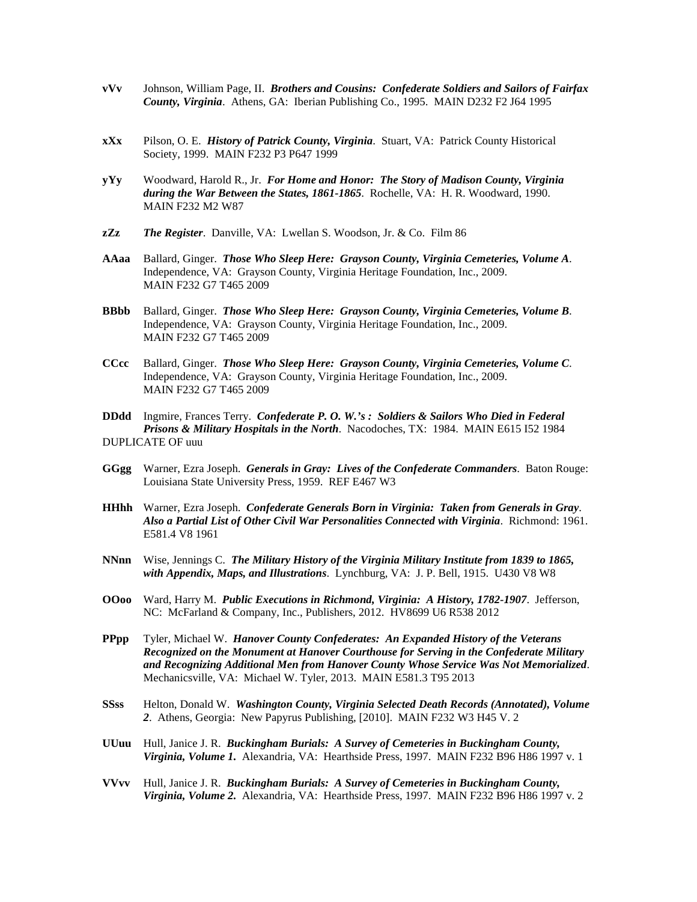**vVv** Johnson, William Page, II. ***Brothers and Cousins: Confederate Soldiers and Sailors of Fairfax County, Virginia***. Athens, GA: Iberian Publishing Co., 1995. MAIN D232 F2 J64 1995

**xXx** Pilson, O. E. ***History of Patrick County, Virginia***. Stuart, VA: Patrick County Historical Society, 1999. MAIN F232 P3 P647 1999

**yYy** Woodward, Harold R., Jr. ***For Home and Honor: The Story of Madison County, Virginia during the War Between the States, 1861-1865***. Rochelle, VA: H. R. Woodward, 1990. MAIN F232 M2 W87

**zZz** ***The Register***. Danville, VA: Lwellan S. Woodson, Jr. & Co. Film 86

**AAaa** Ballard, Ginger. ***Those Who Sleep Here: Grayson County, Virginia Cemeteries, Volume A***. Independence, VA: Grayson County, Virginia Heritage Foundation, Inc., 2009. MAIN F232 G7 T465 2009

**BBbb** Ballard, Ginger. ***Those Who Sleep Here: Grayson County, Virginia Cemeteries, Volume B***. Independence, VA: Grayson County, Virginia Heritage Foundation, Inc., 2009. MAIN F232 G7 T465 2009

**CCcc** Ballard, Ginger. ***Those Who Sleep Here: Grayson County, Virginia Cemeteries, Volume C***. Independence, VA: Grayson County, Virginia Heritage Foundation, Inc., 2009. MAIN F232 G7 T465 2009

**DDdd** Ingmire, Frances Terry. ***Confederate P. O. W.'s : Soldiers & Sailors Who Died in Federal Prisons & Military Hospitals in the North***. Nacodoches, TX: 1984. MAIN E615 I52 1984 DUPLICATE OF uuu

**GGgg** Warner, Ezra Joseph. ***Generals in Gray: Lives of the Confederate Commanders***. Baton Rouge: Louisiana State University Press, 1959. REF E467 W3

**HHhh** Warner, Ezra Joseph. ***Confederate Generals Born in Virginia: Taken from Generals in Gray***. ***Also a Partial List of Other Civil War Personalities Connected with Virginia***. Richmond: 1961. E581.4 V8 1961

**NNnn** Wise, Jennings C. ***The Military History of the Virginia Military Institute from 1839 to 1865, with Appendix, Maps, and Illustrations***. Lynchburg, VA: J. P. Bell, 1915. U430 V8 W8

**OOoo** Ward, Harry M. ***Public Executions in Richmond, Virginia: A History, 1782-1907***. Jefferson, NC: McFarland & Company, Inc., Publishers, 2012. HV8699 U6 R538 2012

**PPpp** Tyler, Michael W. ***Hanover County Confederates: An Expanded History of the Veterans Recognized on the Monument at Hanover Courthouse for Serving in the Confederate Military and Recognizing Additional Men from Hanover County Whose Service Was Not Memorialized***. Mechanicsville, VA: Michael W. Tyler, 2013. MAIN E581.3 T95 2013

**SSss** Helton, Donald W. ***Washington County, Virginia Selected Death Records (Annotated), Volume 2***. Athens, Georgia: New Papyrus Publishing, [2010]. MAIN F232 W3 H45 V. 2

**UUuu** Hull, Janice J. R. ***Buckingham Burials: A Survey of Cemeteries in Buckingham County, Virginia, Volume 1.*** Alexandria, VA: Hearthside Press, 1997. MAIN F232 B96 H86 1997 v. 1

**VVvv** Hull, Janice J. R. ***Buckingham Burials: A Survey of Cemeteries in Buckingham County, Virginia, Volume 2.*** Alexandria, VA: Hearthside Press, 1997. MAIN F232 B96 H86 1997 v. 2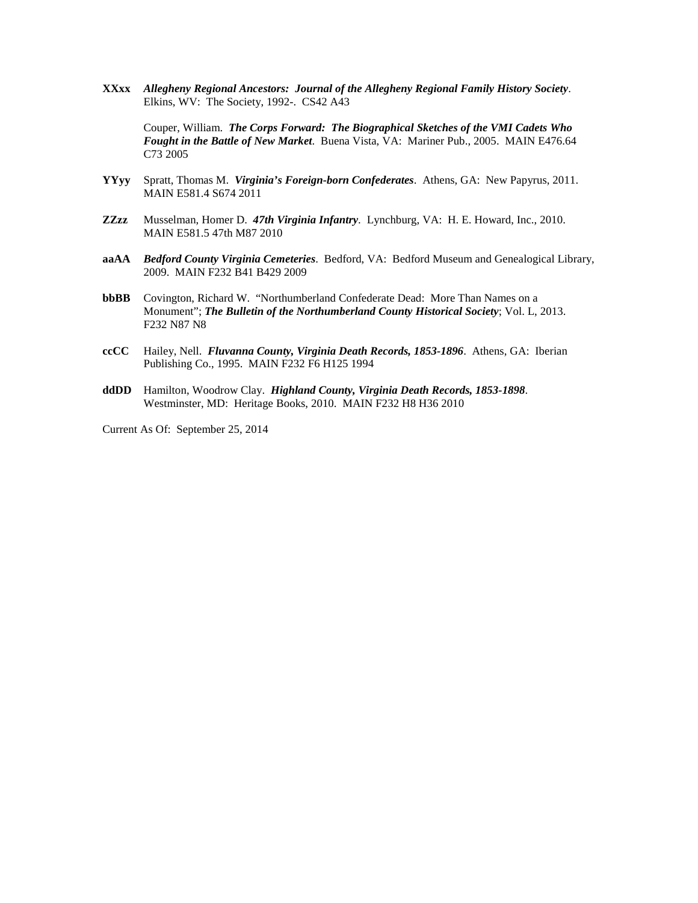**XXxx** ***Allegheny Regional Ancestors: Journal of the Allegheny Regional Family History Society***. Elkins, WV: The Society, 1992-. CS42 A43

Couper, William. ***The Corps Forward: The Biographical Sketches of the VMI Cadets Who Fought in the Battle of New Market***. Buena Vista, VA: Mariner Pub., 2005. MAIN E476.64 C73 2005

**YYyy** Spratt, Thomas M. ***Virginia's Foreign-born Confederates***. Athens, GA: New Papyrus, 2011. MAIN E581.4 S674 2011

**ZZzz** Musselman, Homer D. ***47th Virginia Infantry***. Lynchburg, VA: H. E. Howard, Inc., 2010. MAIN E581.5 47th M87 2010

**aaAA** ***Bedford County Virginia Cemeteries***. Bedford, VA: Bedford Museum and Genealogical Library, 2009. MAIN F232 B41 B429 2009

**bbBB** Covington, Richard W. "Northumberland Confederate Dead: More Than Names on a Monument"; ***The Bulletin of the Northumberland County Historical Society***; Vol. L, 2013. F232 N87 N8

**ccCC** Hailey, Nell. ***Fluvanna County, Virginia Death Records, 1853-1896***. Athens, GA: Iberian Publishing Co., 1995. MAIN F232 F6 H125 1994

**ddDD** Hamilton, Woodrow Clay. ***Highland County, Virginia Death Records, 1853-1898***. Westminster, MD: Heritage Books, 2010. MAIN F232 H8 H36 2010

Current As Of: September 25, 2014